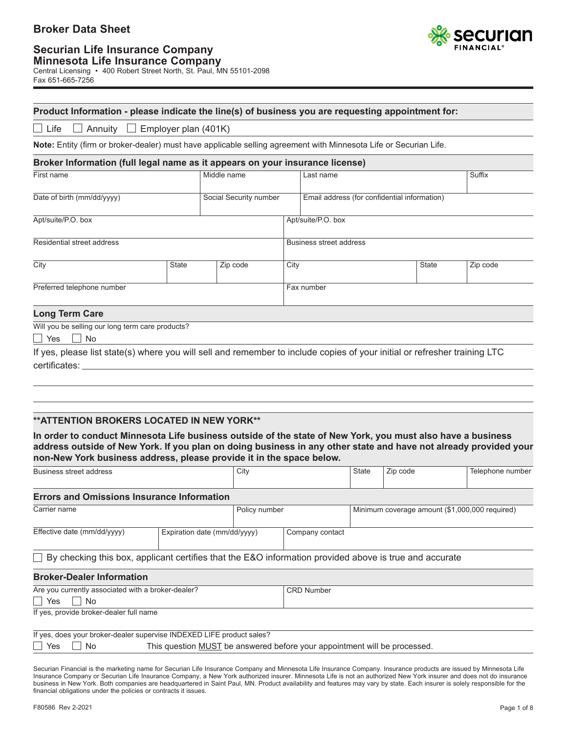# Broker Data Sheet

## Securian Life Insurance Company
## Minnesota Life Insurance Company

Central Licensing • 400 Robert Street North, St. Paul, MN 55101-2098
Fax 651-665-7256

### Product Information - please indicate the line(s) of business you are requesting appointment for:

☐ Life ☐ Annuity ☐ Employer plan (401K)

**Note:** Entity (firm or broker-dealer) must have applicable selling agreement with Minnesota Life or Securian Life.

### Broker Information (full legal name as it appears on your insurance license)

| First name | Middle name | Last name | Suffix |
|---|---|---|---|
| | | | |

| Date of birth (mm/dd/yyyy) | Social Security number | Email address (for confidential information) |
|---|---|---|
| | | |

| Apt/suite/P.O. box | | | Apt/suite/P.O. box | | |
|---|---|---|---|---|---|
| Residential street address | | | Business street address | | |
| City | State | Zip code | City | State | Zip code |
| Preferred telephone number | | | Fax number | | |

### Long Term Care

Will you be selling our long term care products?

☐ Yes ☐ No

If yes, please list state(s) where you will sell and remember to include copies of your initial or refresher training LTC certificates: ______________________________

### **ATTENTION BROKERS LOCATED IN NEW YORK**

**In order to conduct Minnesota Life business outside of the state of New York, you must also have a business address outside of New York. If you plan on doing business in any other state and have not already provided your non-New York business address, please provide it in the space below.**

| Business street address | City | State | Zip code | Telephone number |
|---|---|---|---|---|
| | | | | |

### Errors and Omissions Insurance Information

| Carrier name | Policy number | Minimum coverage amount ($1,000,000 required) |
|---|---|---|
| | | |

| Effective date (mm/dd/yyyy) | Expiration date (mm/dd/yyyy) | Company contact |
|---|---|---|
| | | |

☐ By checking this box, applicant certifies that the E&O information provided above is true and accurate

### Broker-Dealer Information

| Are you currently associated with a broker-dealer? ☐ Yes ☐ No | CRD Number |
|---|---|
| | |

If yes, provide broker-dealer full name

If yes, does your broker-dealer supervise INDEXED LIFE product sales?

☐ Yes ☐ No This question MUST be answered before your appointment will be processed.

Securian Financial is the marketing name for Securian Life Insurance Company and Minnesota Life Insurance Company. Insurance products are issued by Minnesota Life Insurance Company or Securian Life Insurance Company, a New York authorized insurer. Minnesota Life is not an authorized New York insurer and does not do insurance business in New York. Both companies are headquartered in Saint Paul, MN. Product availability and features may vary by state. Each insurer is solely responsible for the financial obligations under the policies or contracts it issues.

F80586 Rev 2-2021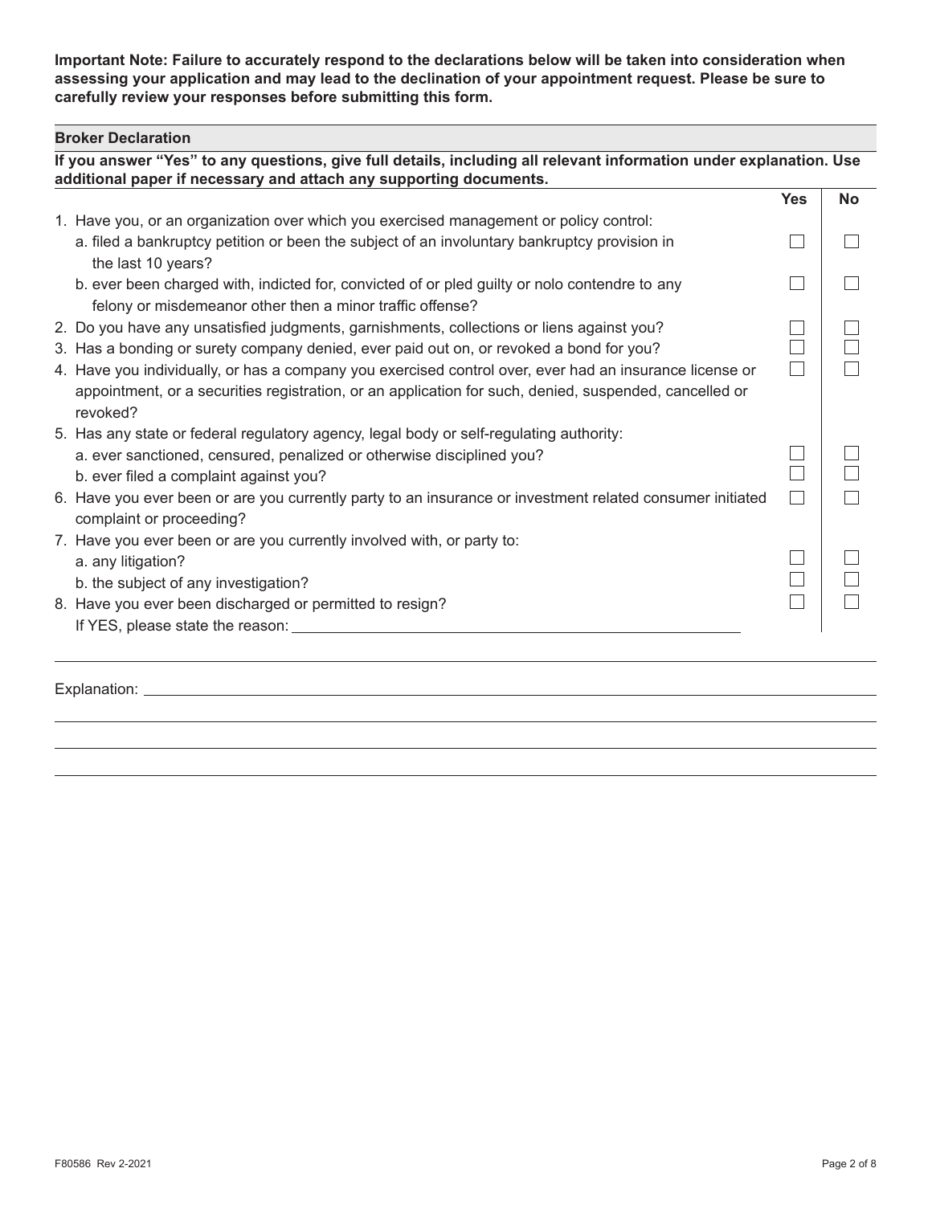**Important Note: Failure to accurately respond to the declarations below will be taken into consideration when assessing your application and may lead to the declination of your appointment request. Please be sure to carefully review your responses before submitting this form.**

## Broker Declaration

**If you answer "Yes" to any questions, give full details, including all relevant information under explanation. Use additional paper if necessary and attach any supporting documents.**

| | Yes | No |
|---|---|---|
| 1. Have you, or an organization over which you exercised management or policy control: | | |
| a. filed a bankruptcy petition or been the subject of an involuntary bankruptcy provision in the last 10 years? | ☐ | ☐ |
| b. ever been charged with, indicted for, convicted of or pled guilty or nolo contendre to any felony or misdemeanor other then a minor traffic offense? | ☐ | ☐ |
| 2. Do you have any unsatisfied judgments, garnishments, collections or liens against you? | ☐ | ☐ |
| 3. Has a bonding or surety company denied, ever paid out on, or revoked a bond for you? | ☐ | ☐ |
| 4. Have you individually, or has a company you exercised control over, ever had an insurance license or appointment, or a securities registration, or an application for such, denied, suspended, cancelled or revoked? | ☐ | ☐ |
| 5. Has any state or federal regulatory agency, legal body or self-regulating authority: | | |
| a. ever sanctioned, censured, penalized or otherwise disciplined you? | ☐ | ☐ |
| b. ever filed a complaint against you? | ☐ | ☐ |
| 6. Have you ever been or are you currently party to an insurance or investment related consumer initiated complaint or proceeding? | ☐ | ☐ |
| 7. Have you ever been or are you currently involved with, or party to: | | |
| a. any litigation? | ☐ | ☐ |
| b. the subject of any investigation? | ☐ | ☐ |
| 8. Have you ever been discharged or permitted to resign? If YES, please state the reason: ______________________ | ☐ | ☐ |

Explanation: ____________________________________________

____________________________________________

____________________________________________

____________________________________________

F80586 Rev 2-2021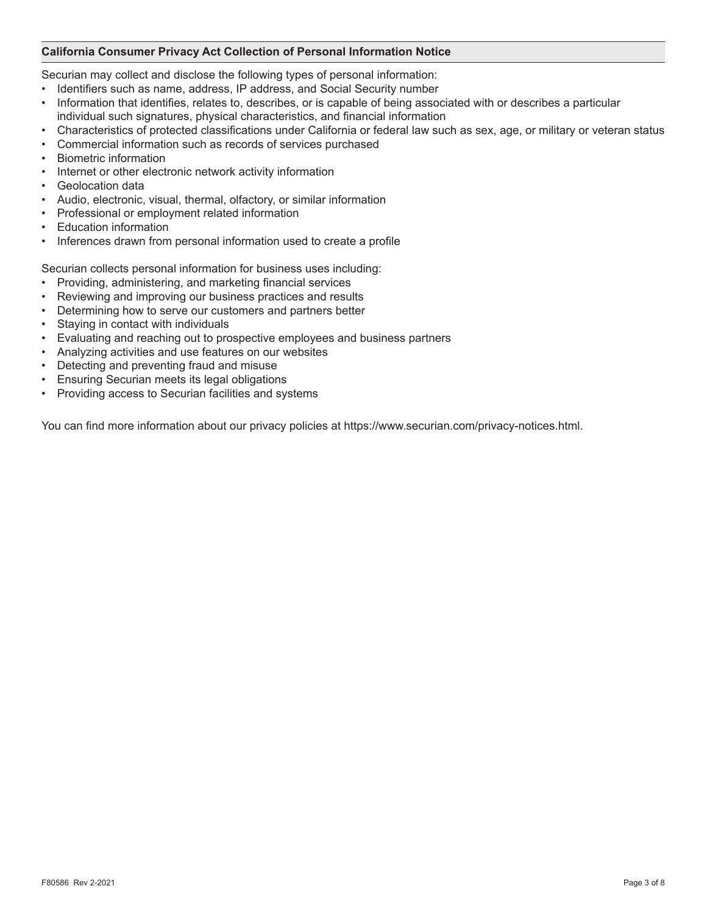## California Consumer Privacy Act Collection of Personal Information Notice

Securian may collect and disclose the following types of personal information:

- Identifiers such as name, address, IP address, and Social Security number
- Information that identifies, relates to, describes, or is capable of being associated with or describes a particular individual such signatures, physical characteristics, and financial information
- Characteristics of protected classifications under California or federal law such as sex, age, or military or veteran status
- Commercial information such as records of services purchased
- Biometric information
- Internet or other electronic network activity information
- Geolocation data
- Audio, electronic, visual, thermal, olfactory, or similar information
- Professional or employment related information
- Education information
- Inferences drawn from personal information used to create a profile

Securian collects personal information for business uses including:

- Providing, administering, and marketing financial services
- Reviewing and improving our business practices and results
- Determining how to serve our customers and partners better
- Staying in contact with individuals
- Evaluating and reaching out to prospective employees and business partners
- Analyzing activities and use features on our websites
- Detecting and preventing fraud and misuse
- Ensuring Securian meets its legal obligations
- Providing access to Securian facilities and systems

You can find more information about our privacy policies at https://www.securian.com/privacy-notices.html.

F80586 Rev 2-2021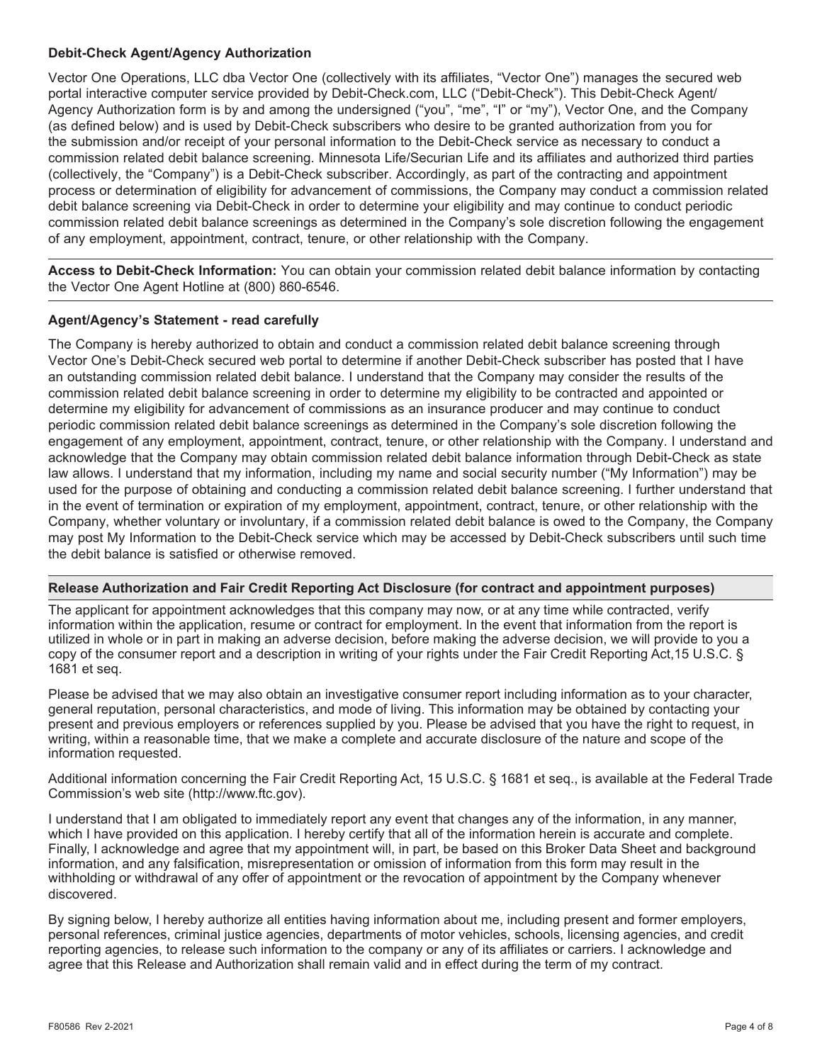### Debit-Check Agent/Agency Authorization

Vector One Operations, LLC dba Vector One (collectively with its affiliates, "Vector One") manages the secured web portal interactive computer service provided by Debit-Check.com, LLC ("Debit-Check"). This Debit-Check Agent/Agency Authorization form is by and among the undersigned ("you", "me", "I" or "my"), Vector One, and the Company (as defined below) and is used by Debit-Check subscribers who desire to be granted authorization from you for the submission and/or receipt of your personal information to the Debit-Check service as necessary to conduct a commission related debit balance screening. Minnesota Life/Securian Life and its affiliates and authorized third parties (collectively, the "Company") is a Debit-Check subscriber. Accordingly, as part of the contracting and appointment process or determination of eligibility for advancement of commissions, the Company may conduct a commission related debit balance screening via Debit-Check in order to determine your eligibility and may continue to conduct periodic commission related debit balance screenings as determined in the Company's sole discretion following the engagement of any employment, appointment, contract, tenure, or other relationship with the Company.

---

**Access to Debit-Check Information:** You can obtain your commission related debit balance information by contacting the Vector One Agent Hotline at (800) 860-6546.

---

### Agent/Agency's Statement - read carefully

The Company is hereby authorized to obtain and conduct a commission related debit balance screening through Vector One's Debit-Check secured web portal to determine if another Debit-Check subscriber has posted that I have an outstanding commission related debit balance. I understand that the Company may consider the results of the commission related debit balance screening in order to determine my eligibility to be contracted and appointed or determine my eligibility for advancement of commissions as an insurance producer and may continue to conduct periodic commission related debit balance screenings as determined in the Company's sole discretion following the engagement of any employment, appointment, contract, tenure, or other relationship with the Company. I understand and acknowledge that the Company may obtain commission related debit balance information through Debit-Check as state law allows. I understand that my information, including my name and social security number ("My Information") may be used for the purpose of obtaining and conducting a commission related debit balance screening. I further understand that in the event of termination or expiration of my employment, appointment, contract, tenure, or other relationship with the Company, whether voluntary or involuntary, if a commission related debit balance is owed to the Company, the Company may post My Information to the Debit-Check service which may be accessed by Debit-Check subscribers until such time the debit balance is satisfied or otherwise removed.

---

### Release Authorization and Fair Credit Reporting Act Disclosure (for contract and appointment purposes)

The applicant for appointment acknowledges that this company may now, or at any time while contracted, verify information within the application, resume or contract for employment. In the event that information from the report is utilized in whole or in part in making an adverse decision, before making the adverse decision, we will provide to you a copy of the consumer report and a description in writing of your rights under the Fair Credit Reporting Act,15 U.S.C. § 1681 et seq.

Please be advised that we may also obtain an investigative consumer report including information as to your character, general reputation, personal characteristics, and mode of living. This information may be obtained by contacting your present and previous employers or references supplied by you. Please be advised that you have the right to request, in writing, within a reasonable time, that we make a complete and accurate disclosure of the nature and scope of the information requested.

Additional information concerning the Fair Credit Reporting Act, 15 U.S.C. § 1681 et seq., is available at the Federal Trade Commission's web site (http://www.ftc.gov).

I understand that I am obligated to immediately report any event that changes any of the information, in any manner, which I have provided on this application. I hereby certify that all of the information herein is accurate and complete. Finally, I acknowledge and agree that my appointment will, in part, be based on this Broker Data Sheet and background information, and any falsification, misrepresentation or omission of information from this form may result in the withholding or withdrawal of any offer of appointment or the revocation of appointment by the Company whenever discovered.

By signing below, I hereby authorize all entities having information about me, including present and former employers, personal references, criminal justice agencies, departments of motor vehicles, schools, licensing agencies, and credit reporting agencies, to release such information to the company or any of its affiliates or carriers. I acknowledge and agree that this Release and Authorization shall remain valid and in effect during the term of my contract.

F80586 Rev 2-2021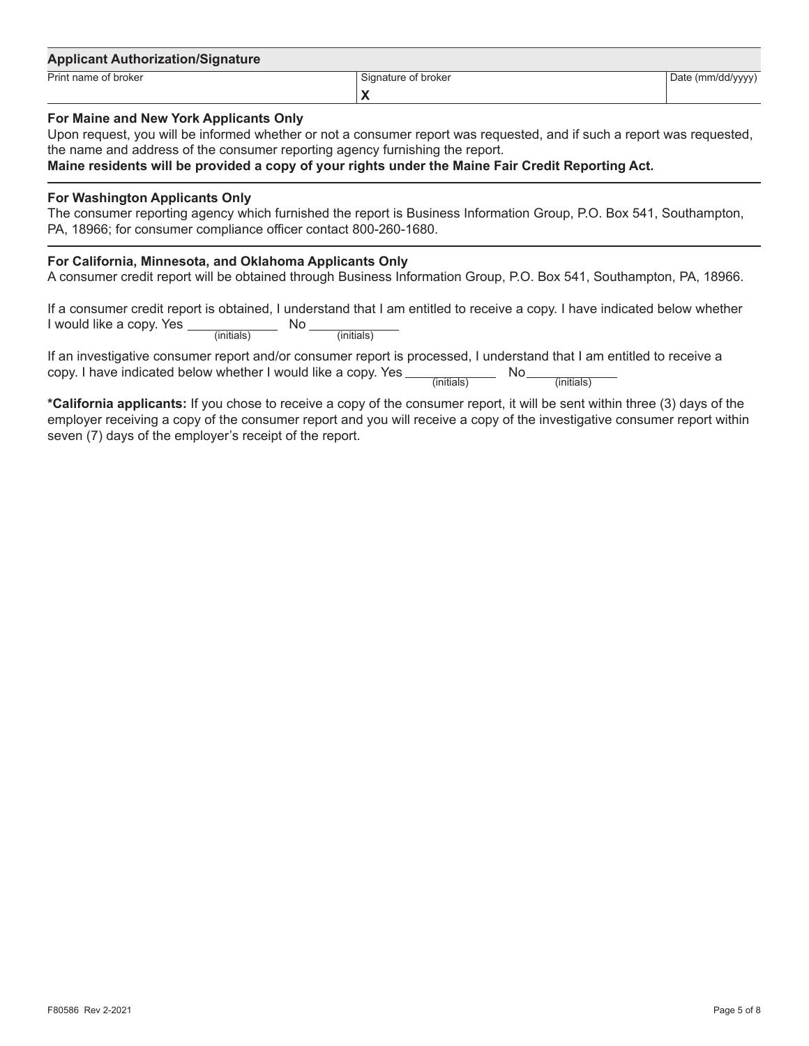## Applicant Authorization/Signature

| Print name of broker | Signature of broker | Date (mm/dd/yyyy) |
|---|---|---|
| | **X** | |

**For Maine and New York Applicants Only**

Upon request, you will be informed whether or not a consumer report was requested, and if such a report was requested, the name and address of the consumer reporting agency furnishing the report.

**Maine residents will be provided a copy of your rights under the Maine Fair Credit Reporting Act.**

**For Washington Applicants Only**

The consumer reporting agency which furnished the report is Business Information Group, P.O. Box 541, Southampton, PA, 18966; for consumer compliance officer contact 800-260-1680.

**For California, Minnesota, and Oklahoma Applicants Only**

A consumer credit report will be obtained through Business Information Group, P.O. Box 541, Southampton, PA, 18966.

If a consumer credit report is obtained, I understand that I am entitled to receive a copy. I have indicated below whether I would like a copy. Yes ____________ (initials) No ____________ (initials)

If an investigative consumer report and/or consumer report is processed, I understand that I am entitled to receive a copy. I have indicated below whether I would like a copy. Yes ____________ (initials) No ____________ (initials)

***California applicants:** If you chose to receive a copy of the consumer report, it will be sent within three (3) days of the employer receiving a copy of the consumer report and you will receive a copy of the investigative consumer report within seven (7) days of the employer's receipt of the report.

F80586 Rev 2-2021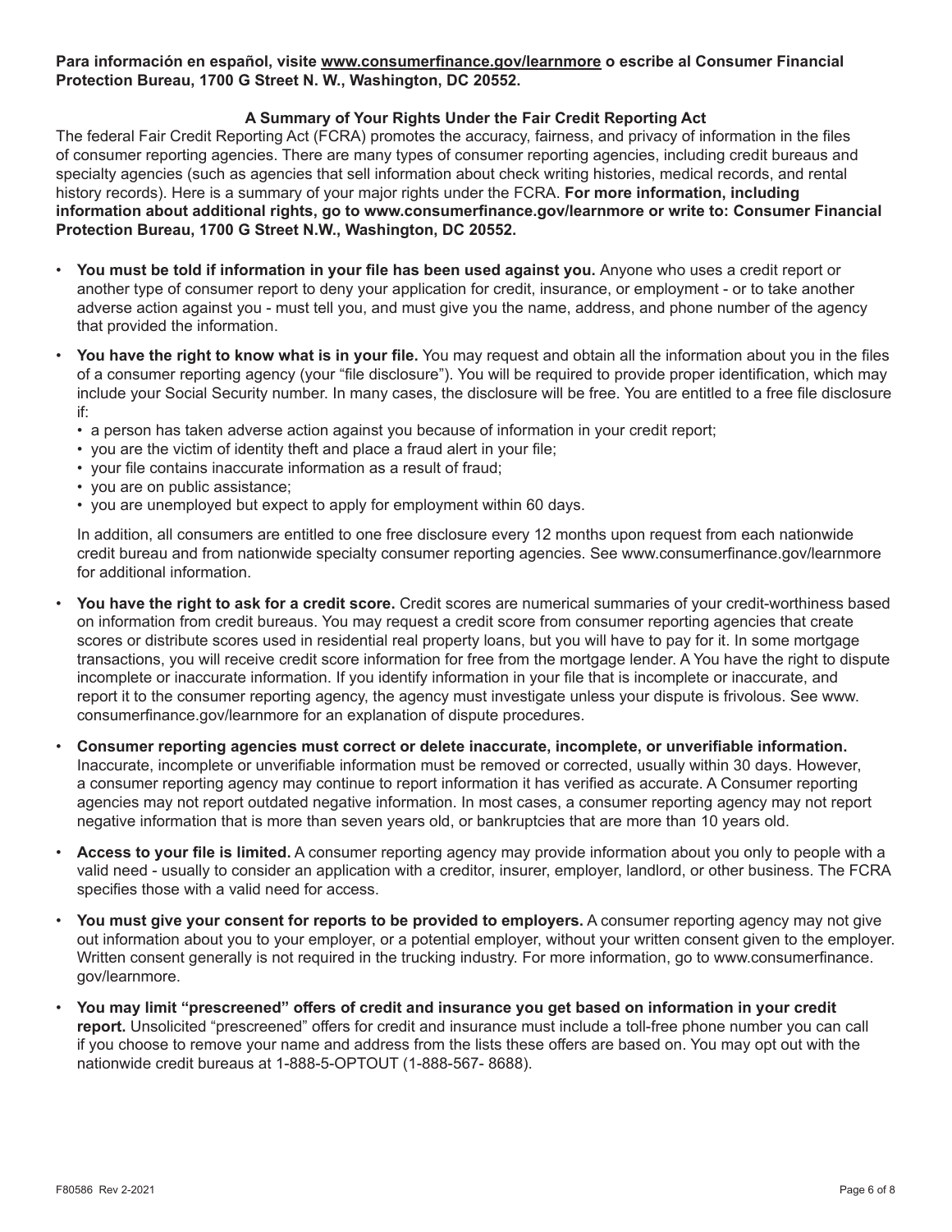**Para información en español, visite www.consumerfinance.gov/learnmore o escribe al Consumer Financial Protection Bureau, 1700 G Street N. W., Washington, DC 20552.**

**A Summary of Your Rights Under the Fair Credit Reporting Act**

The federal Fair Credit Reporting Act (FCRA) promotes the accuracy, fairness, and privacy of information in the files of consumer reporting agencies. There are many types of consumer reporting agencies, including credit bureaus and specialty agencies (such as agencies that sell information about check writing histories, medical records, and rental history records). Here is a summary of your major rights under the FCRA. **For more information, including information about additional rights, go to www.consumerfinance.gov/learnmore or write to: Consumer Financial Protection Bureau, 1700 G Street N.W., Washington, DC 20552.**

- **You must be told if information in your file has been used against you.** Anyone who uses a credit report or another type of consumer report to deny your application for credit, insurance, or employment - or to take another adverse action against you - must tell you, and must give you the name, address, and phone number of the agency that provided the information.
- **You have the right to know what is in your file.** You may request and obtain all the information about you in the files of a consumer reporting agency (your "file disclosure"). You will be required to provide proper identification, which may include your Social Security number. In many cases, the disclosure will be free. You are entitled to a free file disclosure if:
  - a person has taken adverse action against you because of information in your credit report;
  - you are the victim of identity theft and place a fraud alert in your file;
  - your file contains inaccurate information as a result of fraud;
  - you are on public assistance;
  - you are unemployed but expect to apply for employment within 60 days.

  In addition, all consumers are entitled to one free disclosure every 12 months upon request from each nationwide credit bureau and from nationwide specialty consumer reporting agencies. See www.consumerfinance.gov/learnmore for additional information.
- **You have the right to ask for a credit score.** Credit scores are numerical summaries of your credit-worthiness based on information from credit bureaus. You may request a credit score from consumer reporting agencies that create scores or distribute scores used in residential real property loans, but you will have to pay for it. In some mortgage transactions, you will receive credit score information for free from the mortgage lender. A You have the right to dispute incomplete or inaccurate information. If you identify information in your file that is incomplete or inaccurate, and report it to the consumer reporting agency, the agency must investigate unless your dispute is frivolous. See www.consumerfinance.gov/learnmore for an explanation of dispute procedures.
- **Consumer reporting agencies must correct or delete inaccurate, incomplete, or unverifiable information.** Inaccurate, incomplete or unverifiable information must be removed or corrected, usually within 30 days. However, a consumer reporting agency may continue to report information it has verified as accurate. A Consumer reporting agencies may not report outdated negative information. In most cases, a consumer reporting agency may not report negative information that is more than seven years old, or bankruptcies that are more than 10 years old.
- **Access to your file is limited.** A consumer reporting agency may provide information about you only to people with a valid need - usually to consider an application with a creditor, insurer, employer, landlord, or other business. The FCRA specifies those with a valid need for access.
- **You must give your consent for reports to be provided to employers.** A consumer reporting agency may not give out information about you to your employer, or a potential employer, without your written consent given to the employer. Written consent generally is not required in the trucking industry. For more information, go to www.consumerfinance.gov/learnmore.
- **You may limit "prescreened" offers of credit and insurance you get based on information in your credit report.** Unsolicited "prescreened" offers for credit and insurance must include a toll-free phone number you can call if you choose to remove your name and address from the lists these offers are based on. You may opt out with the nationwide credit bureaus at 1-888-5-OPTOUT (1-888-567- 8688).

F80586 Rev 2-2021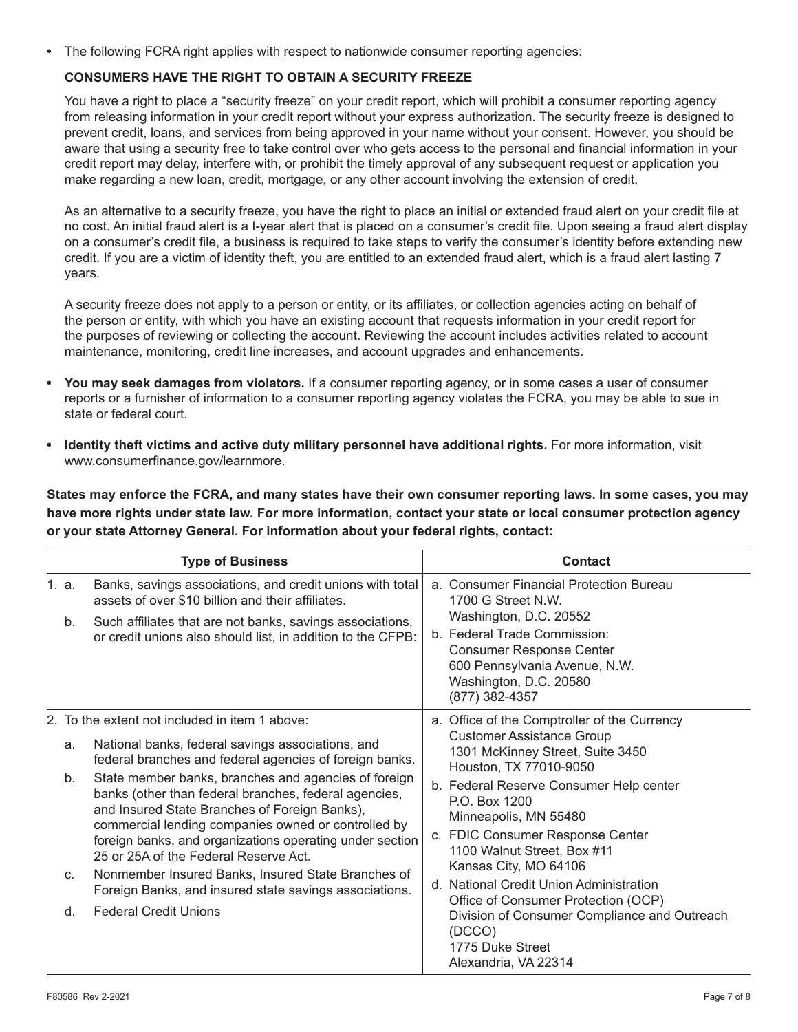- The following FCRA right applies with respect to nationwide consumer reporting agencies:

  **CONSUMERS HAVE THE RIGHT TO OBTAIN A SECURITY FREEZE**

  You have a right to place a "security freeze" on your credit report, which will prohibit a consumer reporting agency from releasing information in your credit report without your express authorization. The security freeze is designed to prevent credit, loans, and services from being approved in your name without your consent. However, you should be aware that using a security free to take control over who gets access to the personal and financial information in your credit report may delay, interfere with, or prohibit the timely approval of any subsequent request or application you make regarding a new loan, credit, mortgage, or any other account involving the extension of credit.

  As an alternative to a security freeze, you have the right to place an initial or extended fraud alert on your credit file at no cost. An initial fraud alert is a l-year alert that is placed on a consumer's credit file. Upon seeing a fraud alert display on a consumer's credit file, a business is required to take steps to verify the consumer's identity before extending new credit. If you are a victim of identity theft, you are entitled to an extended fraud alert, which is a fraud alert lasting 7 years.

  A security freeze does not apply to a person or entity, or its affiliates, or collection agencies acting on behalf of the person or entity, with which you have an existing account that requests information in your credit report for the purposes of reviewing or collecting the account. Reviewing the account includes activities related to account maintenance, monitoring, credit line increases, and account upgrades and enhancements.

- **You may seek damages from violators.** If a consumer reporting agency, or in some cases a user of consumer reports or a furnisher of information to a consumer reporting agency violates the FCRA, you may be able to sue in state or federal court.
- **Identity theft victims and active duty military personnel have additional rights.** For more information, visit www.consumerfinance.gov/learnmore.

**States may enforce the FCRA, and many states have their own consumer reporting laws. In some cases, you may have more rights under state law. For more information, contact your state or local consumer protection agency or your state Attorney General. For information about your federal rights, contact:**

| Type of Business | Contact |
|---|---|
| 1. a. Banks, savings associations, and credit unions with total assets of over $10 billion and their affiliates.<br>b. Such affiliates that are not banks, savings associations, or credit unions also should list, in addition to the CFPB: | a. Consumer Financial Protection Bureau<br>1700 G Street N.W.<br>Washington, D.C. 20552<br>b. Federal Trade Commission:<br>Consumer Response Center<br>600 Pennsylvania Avenue, N.W.<br>Washington, D.C. 20580<br>(877) 382-4357 |
| 2. To the extent not included in item 1 above:<br>a. National banks, federal savings associations, and federal branches and federal agencies of foreign banks.<br>b. State member banks, branches and agencies of foreign banks (other than federal branches, federal agencies, and Insured State Branches of Foreign Banks), commercial lending companies owned or controlled by foreign banks, and organizations operating under section 25 or 25A of the Federal Reserve Act.<br>c. Nonmember Insured Banks, Insured State Branches of Foreign Banks, and insured state savings associations.<br>d. Federal Credit Unions | a. Office of the Comptroller of the Currency<br>Customer Assistance Group<br>1301 McKinney Street, Suite 3450<br>Houston, TX 77010-9050<br>b. Federal Reserve Consumer Help center<br>P.O. Box 1200<br>Minneapolis, MN 55480<br>c. FDIC Consumer Response Center<br>1100 Walnut Street, Box #11<br>Kansas City, MO 64106<br>d. National Credit Union Administration<br>Office of Consumer Protection (OCP)<br>Division of Consumer Compliance and Outreach (DCCO)<br>1775 Duke Street<br>Alexandria, VA 22314 |

F80586 Rev 2-2021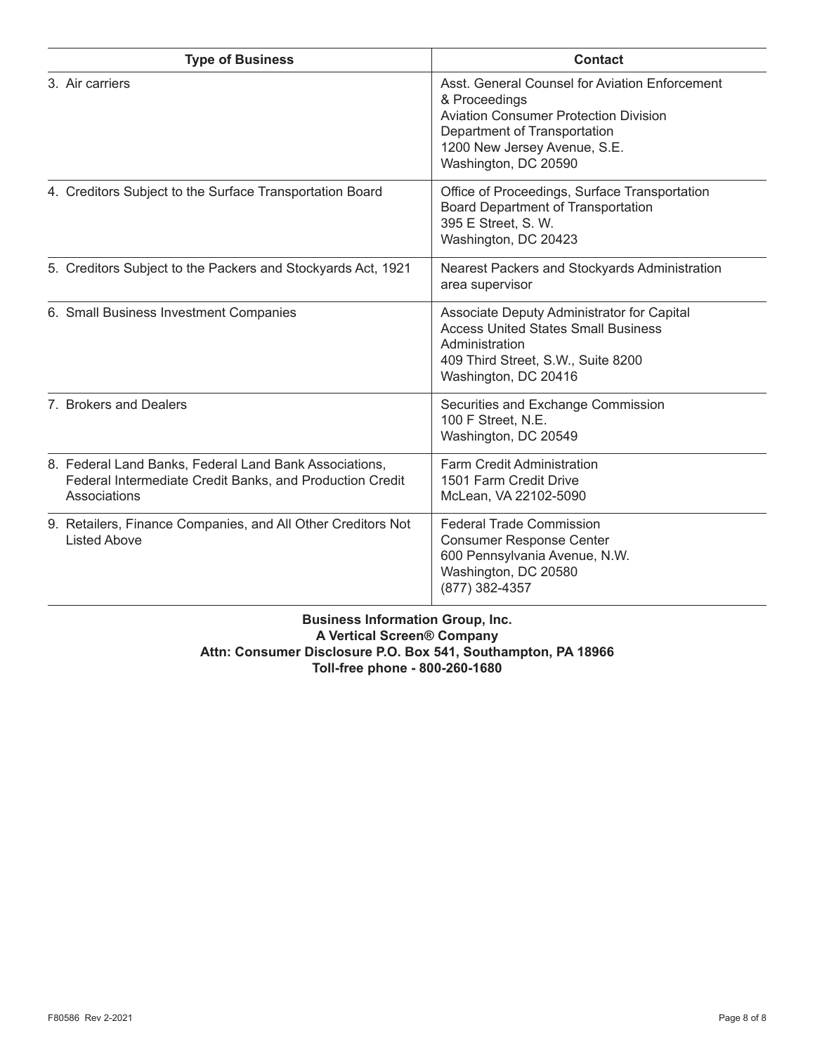| Type of Business | Contact |
|---|---|
| 3. Air carriers | Asst. General Counsel for Aviation Enforcement & Proceedings<br>Aviation Consumer Protection Division<br>Department of Transportation<br>1200 New Jersey Avenue, S.E.<br>Washington, DC 20590 |
| 4. Creditors Subject to the Surface Transportation Board | Office of Proceedings, Surface Transportation Board Department of Transportation<br>395 E Street, S. W.<br>Washington, DC 20423 |
| 5. Creditors Subject to the Packers and Stockyards Act, 1921 | Nearest Packers and Stockyards Administration area supervisor |
| 6. Small Business Investment Companies | Associate Deputy Administrator for Capital Access United States Small Business Administration<br>409 Third Street, S.W., Suite 8200<br>Washington, DC 20416 |
| 7. Brokers and Dealers | Securities and Exchange Commission<br>100 F Street, N.E.<br>Washington, DC 20549 |
| 8. Federal Land Banks, Federal Land Bank Associations, Federal Intermediate Credit Banks, and Production Credit Associations | Farm Credit Administration<br>1501 Farm Credit Drive<br>McLean, VA 22102-5090 |
| 9. Retailers, Finance Companies, and All Other Creditors Not Listed Above | Federal Trade Commission<br>Consumer Response Center<br>600 Pennsylvania Avenue, N.W.<br>Washington, DC 20580<br>(877) 382-4357 |

**Business Information Group, Inc.**
**A Vertical Screen® Company**
**Attn: Consumer Disclosure P.O. Box 541, Southampton, PA 18966**
**Toll-free phone - 800-260-1680**

F80586 Rev 2-2021